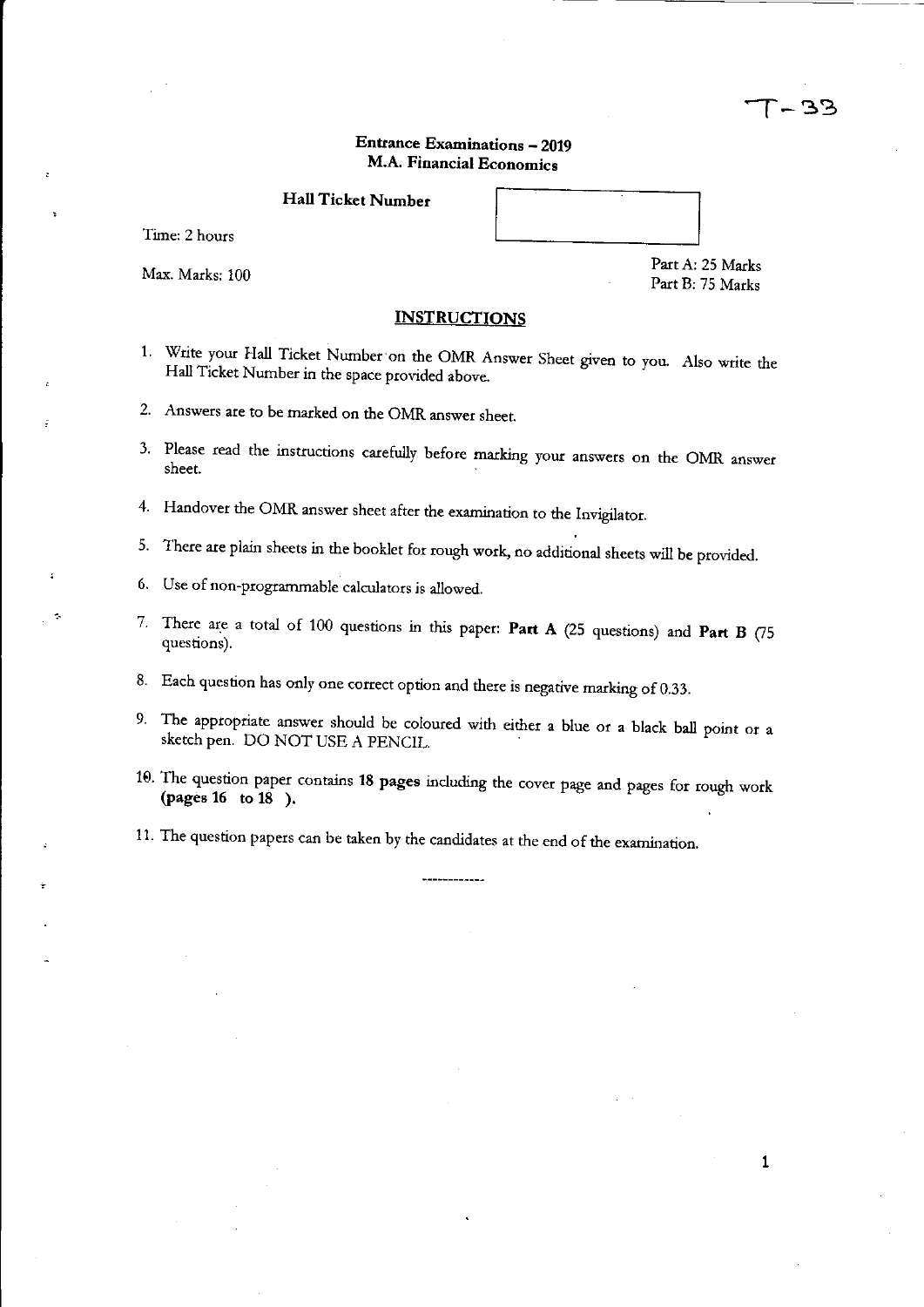T - 33

# Entrance Examinations – 2019
## M.A. Financial Economics

**Hall Ticket Number**

Time: 2 hours

Max. Marks: 100

Part A: 25 Marks
Part B: 75 Marks

## INSTRUCTIONS

1. Write your Hall Ticket Number on the OMR Answer Sheet given to you. Also write the Hall Ticket Number in the space provided above.
2. Answers are to be marked on the OMR answer sheet.
3. Please read the instructions carefully before marking your answers on the OMR answer sheet.
4. Handover the OMR answer sheet after the examination to the Invigilator.
5. There are plain sheets in the booklet for rough work, no additional sheets will be provided.
6. Use of non-programmable calculators is allowed.
7. There are a total of 100 questions in this paper: **Part A** (25 questions) and **Part B** (75 questions).
8. Each question has only one correct option and there is negative marking of 0.33.
9. The appropriate answer should be coloured with either a blue or a black ball point or a sketch pen. DO NOT USE A PENCIL.
10. The question paper contains **18 pages** including the cover page and pages for rough work **(pages 16 to 18 ).**
11. The question papers can be taken by the candidates at the end of the examination.

------------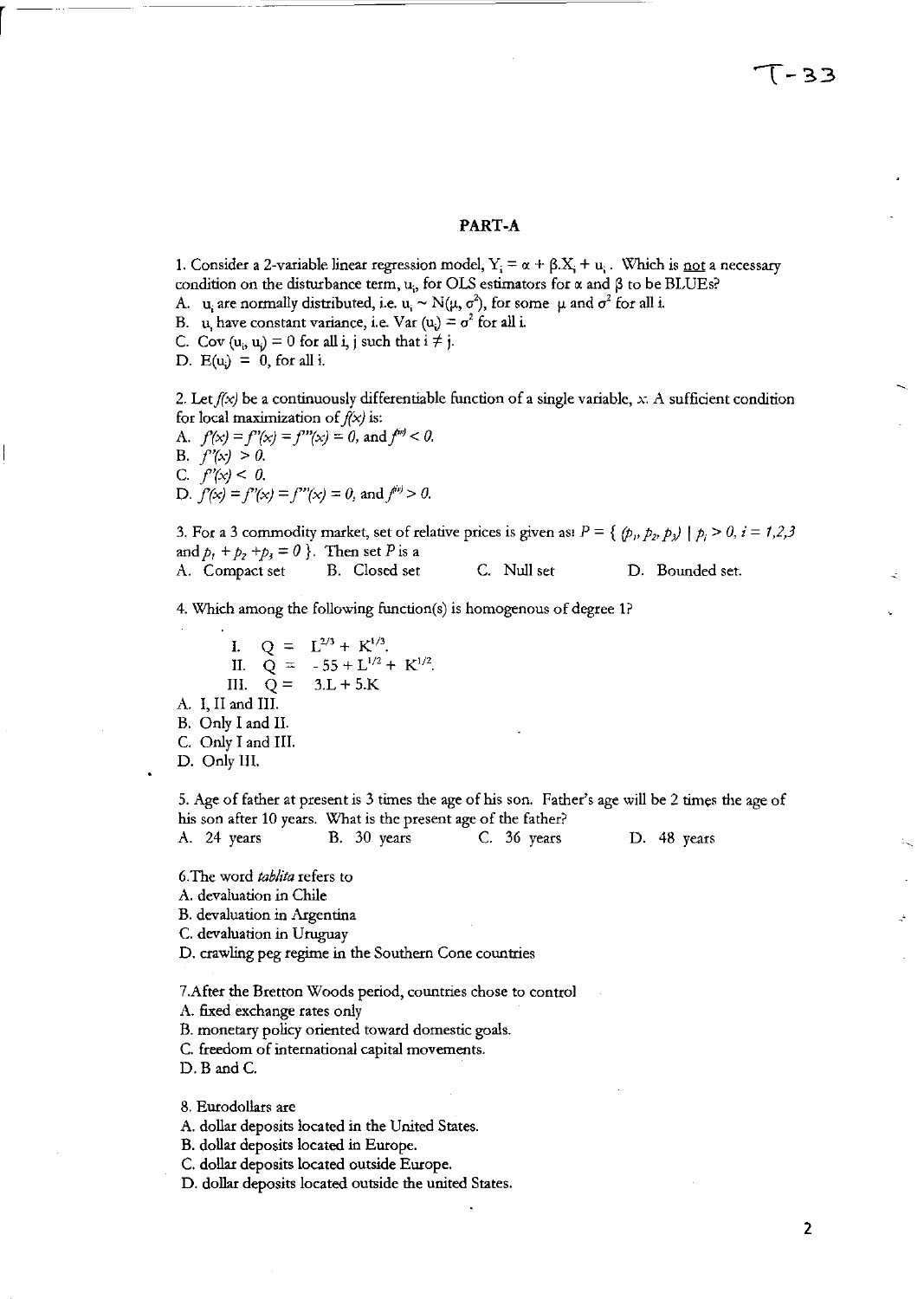T-33

## PART-A

1. Consider a 2-variable linear regression model, $Y_i = \alpha + \beta.X_i + u_i$. Which is not a necessary condition on the disturbance term, $u_i$, for OLS estimators for $\alpha$ and $\beta$ to be BLUEs?

A. $u_i$ are normally distributed, i.e. $u_i \sim N(\mu, \sigma^2)$, for some $\mu$ and $\sigma^2$ for all i.
B. $u_i$ have constant variance, i.e. Var $(u_i) = \sigma^2$ for all i.
C. Cov $(u_i, u_j) = 0$ for all i, j such that $i \neq j$.
D. $E(u_i) = 0$, for all i.

2. Let $f(x)$ be a continuously differentiable function of a single variable, $x$. A sufficient condition for local maximization of $f(x)$ is:

A. $f'(x) = f''(x) = f'''(x) = 0$, and $f^{(iv)} < 0$.
B. $f''(x) > 0$.
C. $f'(x) < 0$.
D. $f'(x) = f''(x) = f'''(x) = 0$, and $f^{(iv)} > 0$.

3. For a 3 commodity market, set of relative prices is given as: $P = \{ (p_1, p_2, p_3) \mid p_i > 0, i = 1,2,3$ and $p_1 + p_2 + p_3 = 0 \}$. Then set $P$ is a

A. Compact set
B. Closed set
C. Null set
D. Bounded set.

4. Which among the following function(s) is homogenous of degree 1?

I. $Q = L^{2/3} + K^{1/3}$.
II. $Q = -55 + L^{1/2} + K^{1/2}$.
III. $Q = 3.L + 5.K$

A. I, II and III.
B. Only I and II.
C. Only I and III.
D. Only III.

5. Age of father at present is 3 times the age of his son. Father's age will be 2 times the age of his son after 10 years. What is the present age of the father?

A. 24 years
B. 30 years
C. 36 years
D. 48 years

6. The word *tablita* refers to

A. devaluation in Chile
B. devaluation in Argentina
C. devaluation in Uruguay
D. crawling peg regime in the Southern Cone countries

7. After the Bretton Woods period, countries chose to control

A. fixed exchange rates only
B. monetary policy oriented toward domestic goals.
C. freedom of international capital movements.
D. B and C.

8. Eurodollars are

A. dollar deposits located in the United States.
B. dollar deposits located in Europe.
C. dollar deposits located outside Europe.
D. dollar deposits located outside the united States.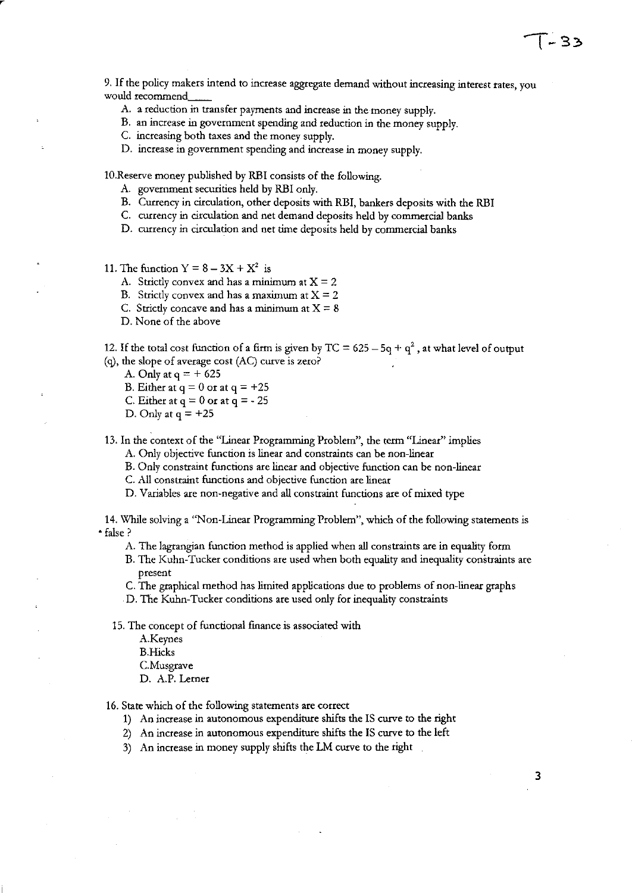9. If the policy makers intend to increase aggregate demand without increasing interest rates, you would recommend____

A. a reduction in transfer payments and increase in the money supply.
B. an increase in government spending and reduction in the money supply.
C. increasing both taxes and the money supply.
D. increase in government spending and increase in money supply.

10.Reserve money published by RBI consists of the following.

A. government securities held by RBI only.
B. Currency in circulation, other deposits with RBI, bankers deposits with the RBI
C. currency in circulation and net demand deposits held by commercial banks
D. currency in circulation and net time deposits held by commercial banks

11. The function $Y = 8 - 3X + X^2$ is

A. Strictly convex and has a minimum at $X = 2$
B. Strictly convex and has a maximum at $X = 2$
C. Strictly concave and has a minimum at $X = 8$
D. None of the above

12. If the total cost function of a firm is given by $TC = 625 - 5q + q^2$, at what level of output (q), the slope of average cost (AC) curve is zero?

A. Only at $q = +625$
B. Either at $q = 0$ or at $q = +25$
C. Either at $q = 0$ or at $q = -25$
D. Only at $q = +25$

13. In the context of the "Linear Programming Problem", the term "Linear" implies

A. Only objective function is linear and constraints can be non-linear
B. Only constraint functions are linear and objective function can be non-linear
C. All constraint functions and objective function are linear
D. Variables are non-negative and all constraint functions are of mixed type

14. While solving a "Non-Linear Programming Problem", which of the following statements is false ?

A. The lagrangian function method is applied when all constraints are in equality form
B. The Kuhn-Tucker conditions are used when both equality and inequality constraints are present
C. The graphical method has limited applications due to problems of non-linear graphs
D. The Kuhn-Tucker conditions are used only for inequality constraints

15. The concept of functional finance is associated with

A.Keynes
B.Hicks
C.Musgrave
D. A.P. Lerner

16. State which of the following statements are correct

1) An increase in autonomous expenditure shifts the IS curve to the right
2) An increase in autonomous expenditure shifts the IS curve to the left
3) An increase in money supply shifts the LM curve to the right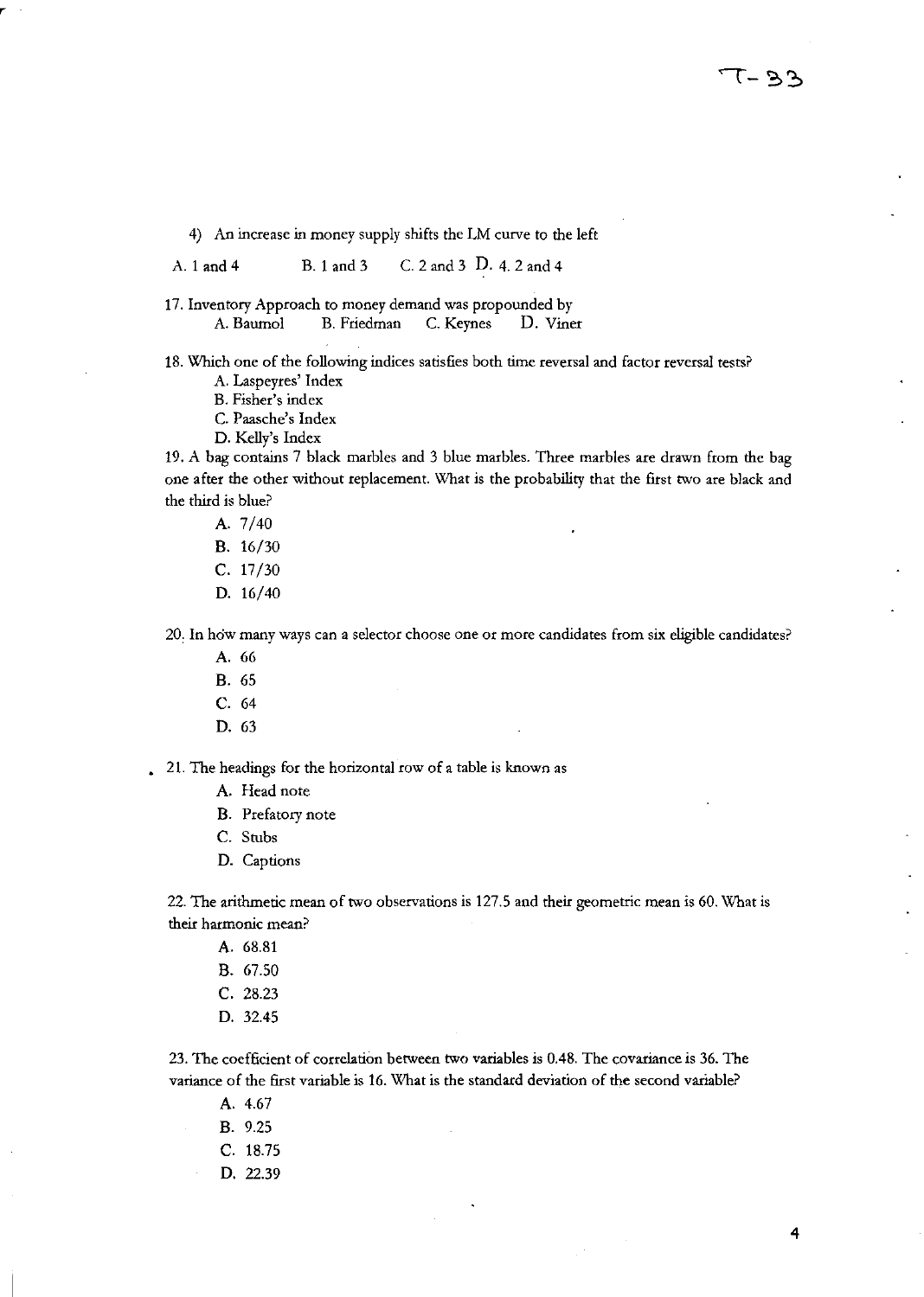4) An increase in money supply shifts the LM curve to the left

A. 1 and 4 B. 1 and 3 C. 2 and 3 D. 4. 2 and 4

17. Inventory Approach to money demand was propounded by
    A. Baumol B. Friedman C. Keynes D. Viner

18. Which one of the following indices satisfies both time reversal and factor reversal tests?
    - A. Laspeyres' Index
    - B. Fisher's index
    - C. Paasche's Index
    - D. Kelly's Index

19. A bag contains 7 black marbles and 3 blue marbles. Three marbles are drawn from the bag one after the other without replacement. What is the probability that the first two are black and the third is blue?
    - A. 7/40
    - B. 16/30
    - C. 17/30
    - D. 16/40

20. In how many ways can a selector choose one or more candidates from six eligible candidates?
    - A. 66
    - B. 65
    - C. 64
    - D. 63

21. The headings for the horizontal row of a table is known as
    - A. Head note
    - B. Prefatory note
    - C. Stubs
    - D. Captions

22. The arithmetic mean of two observations is 127.5 and their geometric mean is 60. What is their harmonic mean?
    - A. 68.81
    - B. 67.50
    - C. 28.23
    - D. 32.45

23. The coefficient of correlation between two variables is 0.48. The covariance is 36. The variance of the first variable is 16. What is the standard deviation of the second variable?
    - A. 4.67
    - B. 9.25
    - C. 18.75
    - D. 22.39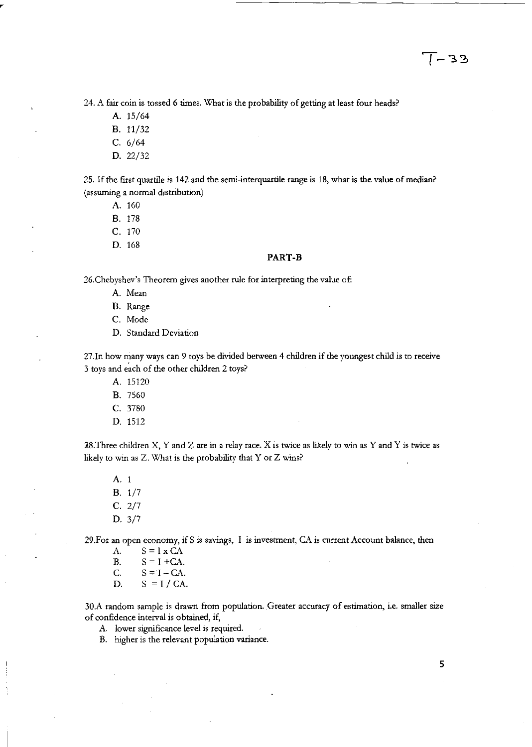24. A fair coin is tossed 6 times. What is the probability of getting at least four heads?

A. 15/64
B. 11/32
C. 6/64
D. 22/32

25. If the first quartile is 142 and the semi-interquartile range is 18, what is the value of median? (assuming a normal distribution)

A. 160
B. 178
C. 170
D. 168

**PART-B**

26.Chebyshev's Theorem gives another rule for interpreting the value of:

A. Mean
B. Range
C. Mode
D. Standard Deviation

27.In how many ways can 9 toys be divided between 4 children if the youngest child is to receive 3 toys and each of the other children 2 toys?

A. 15120
B. 7560
C. 3780
D. 1512

28.Three children X, Y and Z are in a relay race. X is twice as likely to win as Y and Y is twice as likely to win as Z. What is the probability that Y or Z wins?

A. 1
B. 1/7
C. 2/7
D. 3/7

29.For an open economy, if S is savings, I is investment, CA is current Account balance, then

A. $S = I \times CA$
B. $S = I + CA$.
C. $S = I - CA$.
D. $S = I / CA$.

30.A random sample is drawn from population. Greater accuracy of estimation, i.e. smaller size of confidence interval is obtained, if,

A. lower significance level is required.
B. higher is the relevant population variance.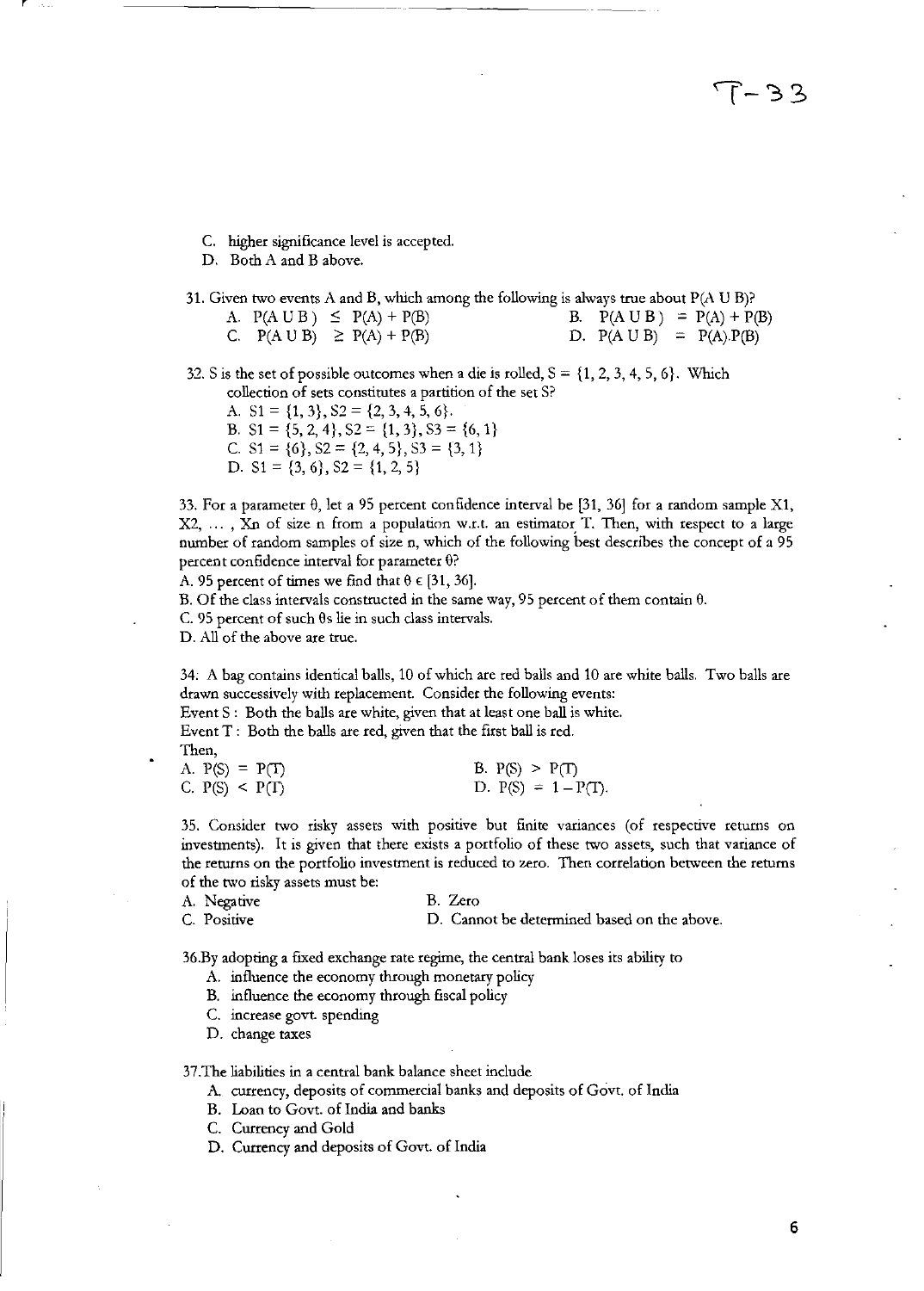T-33

C. higher significance level is accepted.
D. Both A and B above.

31. Given two events A and B, which among the following is always true about $P(A \cup B)$?

A. $P(A \cup B) \leq P(A) + P(B)$
B. $P(A \cup B) = P(A) + P(B)$
C. $P(A \cup B) \geq P(A) + P(B)$
D. $P(A \cup B) = P(A).P(B)$

32. S is the set of possible outcomes when a die is rolled, $S = \{1, 2, 3, 4, 5, 6\}$. Which collection of sets constitutes a partition of the set S?

A. $S1 = \{1, 3\}, S2 = \{2, 3, 4, 5, 6\}$.
B. $S1 = \{5, 2, 4\}, S2 = \{1, 3\}, S3 = \{6, 1\}$
C. $S1 = \{6\}, S2 = \{2, 4, 5\}, S3 = \{3, 1\}$
D. $S1 = \{3, 6\}, S2 = \{1, 2, 5\}$

33. For a parameter $\theta$, let a 95 percent confidence interval be [31, 36] for a random sample $X1, X2, \ldots, Xn$ of size n from a population w.r.t. an estimator T. Then, with respect to a large number of random samples of size n, which of the following best describes the concept of a 95 percent confidence interval for parameter $\theta$?

A. 95 percent of times we find that $\theta \in [31, 36]$.
B. Of the class intervals constructed in the same way, 95 percent of them contain $\theta$.
C. 95 percent of such $\theta$s lie in such class intervals.
D. All of the above are true.

34: A bag contains identical balls, 10 of which are red balls and 10 are white balls. Two balls are drawn successively with replacement. Consider the following events:
Event S : Both the balls are white, given that at least one ball is white.
Event T : Both the balls are red, given that the first ball is red.
Then,

A. $P(S) = P(T)$
B. $P(S) > P(T)$
C. $P(S) < P(T)$
D. $P(S) = 1 - P(T)$.

35. Consider two risky assets with positive but finite variances (of respective returns on investments). It is given that there exists a portfolio of these two assets, such that variance of the returns on the portfolio investment is reduced to zero. Then correlation between the returns of the two risky assets must be:

A. Negative
B. Zero
C. Positive
D. Cannot be determined based on the above.

36.By adopting a fixed exchange rate regime, the central bank loses its ability to

A. influence the economy through monetary policy
B. influence the economy through fiscal policy
C. increase govt. spending
D. change taxes

37.The liabilities in a central bank balance sheet include

A. currency, deposits of commercial banks and deposits of Govt. of India
B. Loan to Govt. of India and banks
C. Currency and Gold
D. Currency and deposits of Govt. of India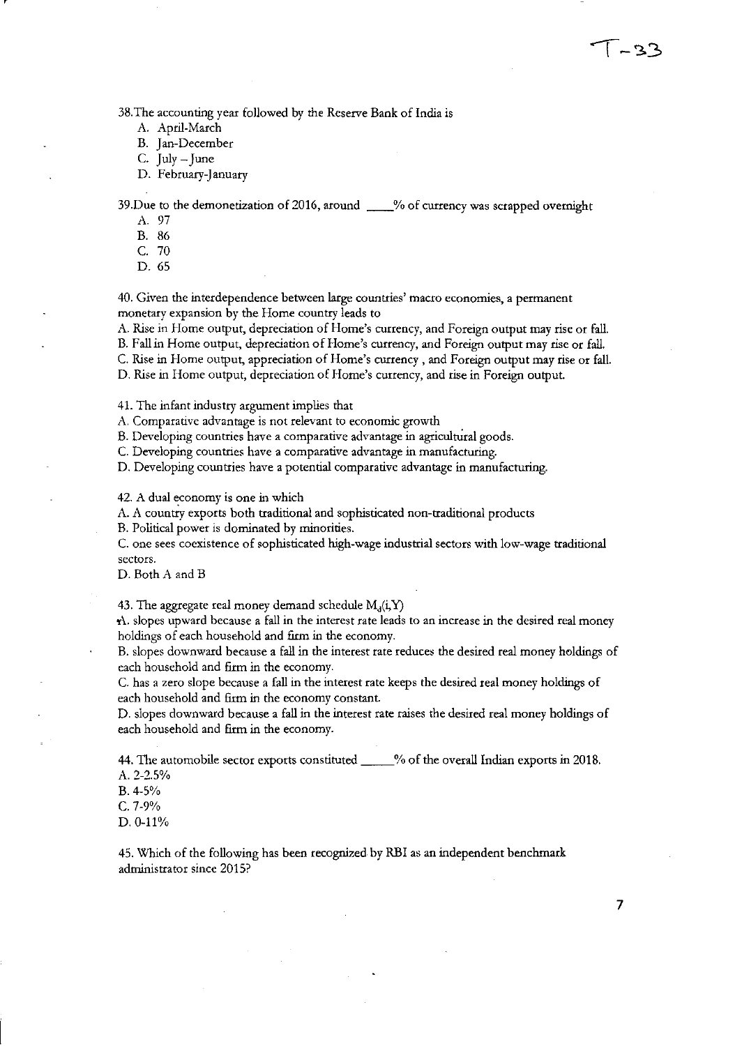38.The accounting year followed by the Reserve Bank of India is

A. April-March
B. Jan-December
C. July – June
D. February-January

39.Due to the demonetization of 2016, around ____% of currency was scrapped overnight

A. 97
B. 86
C. 70
D. 65

40. Given the interdependence between large countries' macro economies, a permanent monetary expansion by the Home country leads to

A. Rise in Home output, depreciation of Home's currency, and Foreign output may rise or fall.
B. Fall in Home output, depreciation of Home's currency, and Foreign output may rise or fall.
C. Rise in Home output, appreciation of Home's currency , and Foreign output may rise or fall.
D. Rise in Home output, depreciation of Home's currency, and rise in Foreign output.

41. The infant industry argument implies that

A. Comparative advantage is not relevant to economic growth
B. Developing countries have a comparative advantage in agricultural goods.
C. Developing countries have a comparative advantage in manufacturing.
D. Developing countries have a potential comparative advantage in manufacturing.

42. A dual economy is one in which

A. A country exports both traditional and sophisticated non-traditional products
B. Political power is dominated by minorities.
C. one sees coexistence of sophisticated high-wage industrial sectors with low-wage traditional sectors.
D. Both A and B

43. The aggregate real money demand schedule $M_d(i,Y)$

A. slopes upward because a fall in the interest rate leads to an increase in the desired real money holdings of each household and firm in the economy.
B. slopes downward because a fall in the interest rate reduces the desired real money holdings of each household and firm in the economy.
C. has a zero slope because a fall in the interest rate keeps the desired real money holdings of each household and firm in the economy constant.
D. slopes downward because a fall in the interest rate raises the desired real money holdings of each household and firm in the economy.

44. The automobile sector exports constituted _____% of the overall Indian exports in 2018.

A. 2-2.5%
B. 4-5%
C. 7-9%
D. 0-11%

45. Which of the following has been recognized by RBI as an independent benchmark administrator since 2015?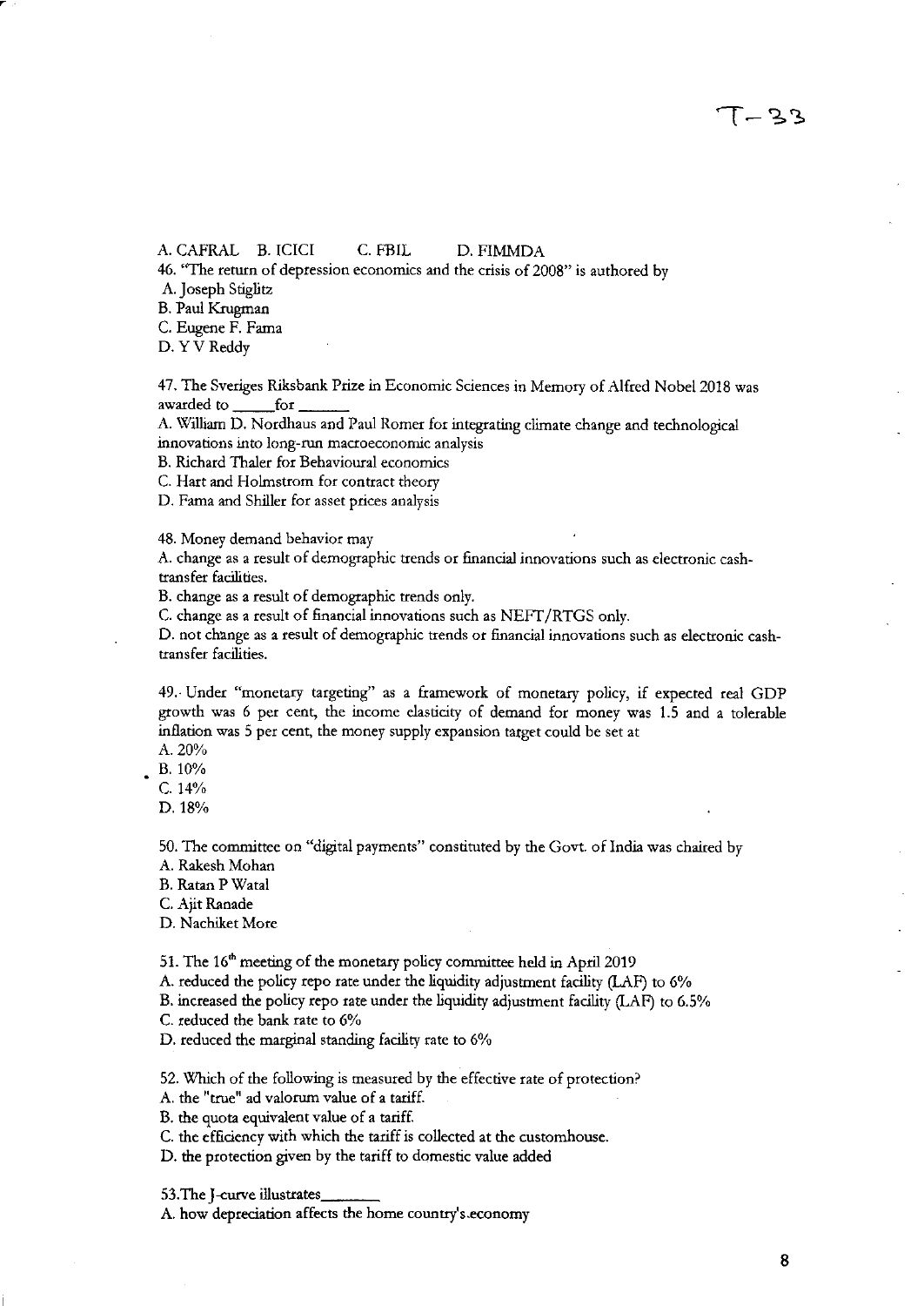T-33

A. CAFRAL B. ICICI C. FBIL D. FIMMDA

46. "The return of depression economics and the crisis of 2008" is authored by

A. Joseph Stiglitz
B. Paul Krugman
C. Eugene F. Fama
D. Y V Reddy

47. The Sveriges Riksbank Prize in Economic Sciences in Memory of Alfred Nobel 2018 was awarded to ____for ____

A. William D. Nordhaus and Paul Romer for integrating climate change and technological innovations into long-run macroeconomic analysis
B. Richard Thaler for Behavioural economics
C. Hart and Holmstrom for contract theory
D. Fama and Shiller for asset prices analysis

48. Money demand behavior may

A. change as a result of demographic trends or financial innovations such as electronic cash-transfer facilities.
B. change as a result of demographic trends only.
C. change as a result of financial innovations such as NEFT/RTGS only.
D. not change as a result of demographic trends or financial innovations such as electronic cash-transfer facilities.

49. Under "monetary targeting" as a framework of monetary policy, if expected real GDP growth was 6 per cent, the income elasticity of demand for money was 1.5 and a tolerable inflation was 5 per cent, the money supply expansion target could be set at

A. 20%
B. 10%
C. 14%
D. 18%

50. The committee on "digital payments" constituted by the Govt. of India was chaired by

A. Rakesh Mohan
B. Ratan P Watal
C. Ajit Ranade
D. Nachiket More

51. The 16th meeting of the monetary policy committee held in April 2019

A. reduced the policy repo rate under the liquidity adjustment facility (LAF) to 6%
B. increased the policy repo rate under the liquidity adjustment facility (LAF) to 6.5%
C. reduced the bank rate to 6%
D. reduced the marginal standing facility rate to 6%

52. Which of the following is measured by the effective rate of protection?

A. the "true" ad valorum value of a tariff.
B. the quota equivalent value of a tariff.
C. the efficiency with which the tariff is collected at the customhouse.
D. the protection given by the tariff to domestic value added

53. The J-curve illustrates____

A. how depreciation affects the home country's economy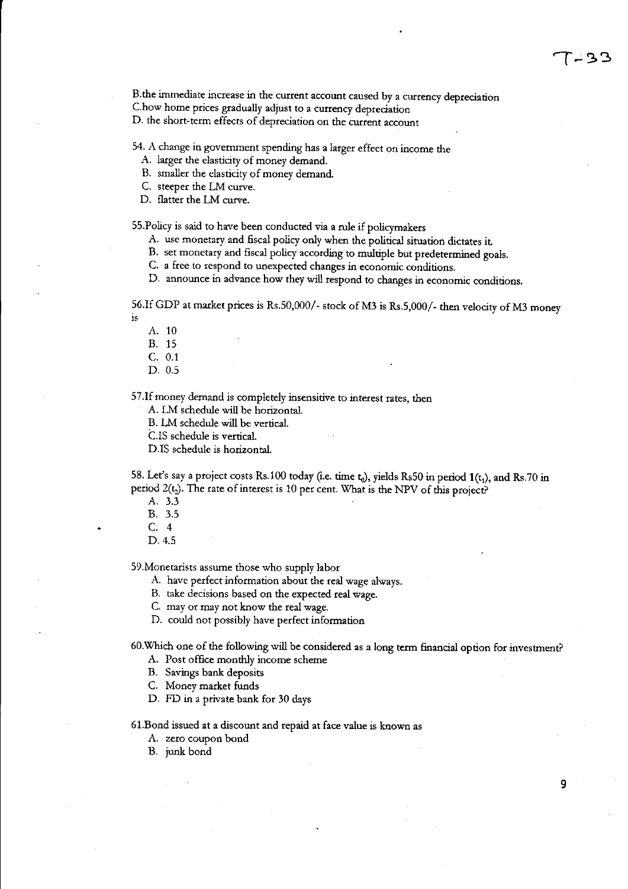B.the immediate increase in the current account caused by a currency depreciation
C.how home prices gradually adjust to a currency depreciation
D. the short-term effects of depreciation on the current account

54. A change in government spending has a larger effect on income the
   A. larger the elasticity of money demand.
   B. smaller the elasticity of money demand.
   C. steeper the LM curve.
   D. flatter the LM curve.

55.Policy is said to have been conducted via a rule if policymakers
   A. use monetary and fiscal policy only when the political situation dictates it.
   B. set monetary and fiscal policy according to multiple but predetermined goals.
   C. a free to respond to unexpected changes in economic conditions.
   D. announce in advance how they will respond to changes in economic conditions.

56.If GDP at market prices is Rs.50,000/- stock of M3 is Rs.5,000/- then velocity of M3 money is
   A. 10
   B. 15
   C. 0.1
   D. 0.5

57.If money demand is completely insensitive to interest rates, then
   A. LM schedule will be horizontal.
   B. LM schedule will be vertical.
   C.IS schedule is vertical.
   D.IS schedule is horizontal.

58. Let's say a project costs Rs.100 today (i.e. time $t_0$), yields Rs50 in period 1($t_1$), and Rs.70 in period 2($t_2$). The rate of interest is 10 per cent. What is the NPV of this project?
   A. 3.3
   B. 3.5
   C. 4
   D. 4.5

59.Monetarists assume those who supply labor
   A. have perfect information about the real wage always.
   B. take decisions based on the expected real wage.
   C. may or may not know the real wage.
   D. could not possibly have perfect information

60.Which one of the following will be considered as a long term financial option for investment?
   A. Post office monthly income scheme
   B. Savings bank deposits
   C. Money market funds
   D. FD in a private bank for 30 days

61.Bond issued at a discount and repaid at face value is known as
   A. zero coupon bond
   B. junk bond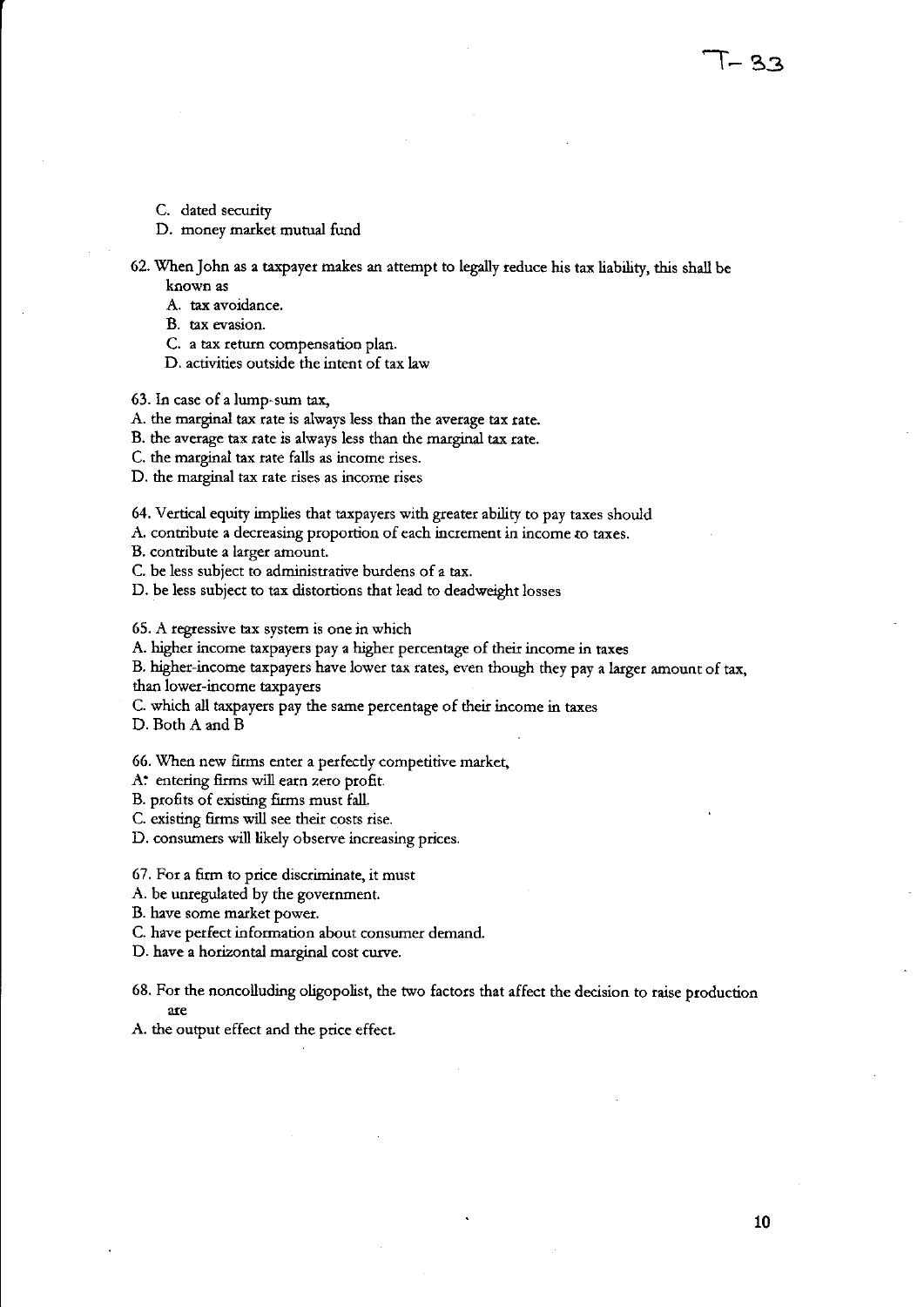C. dated security
D. money market mutual fund

62. When John as a taxpayer makes an attempt to legally reduce his tax liability, this shall be known as
   A. tax avoidance.
   B. tax evasion.
   C. a tax return compensation plan.
   D. activities outside the intent of tax law

63. In case of a lump-sum tax,
A. the marginal tax rate is always less than the average tax rate.
B. the average tax rate is always less than the marginal tax rate.
C. the marginal tax rate falls as income rises.
D. the marginal tax rate rises as income rises

64. Vertical equity implies that taxpayers with greater ability to pay taxes should
A. contribute a decreasing proportion of each increment in income to taxes.
B. contribute a larger amount.
C. be less subject to administrative burdens of a tax.
D. be less subject to tax distortions that lead to deadweight losses

65. A regressive tax system is one in which
A. higher income taxpayers pay a higher percentage of their income in taxes
B. higher-income taxpayers have lower tax rates, even though they pay a larger amount of tax, than lower-income taxpayers
C. which all taxpayers pay the same percentage of their income in taxes
D. Both A and B

66. When new firms enter a perfectly competitive market,
A. entering firms will earn zero profit.
B. profits of existing firms must fall.
C. existing firms will see their costs rise.
D. consumers will likely observe increasing prices.

67. For a firm to price discriminate, it must
A. be unregulated by the government.
B. have some market power.
C. have perfect information about consumer demand.
D. have a horizontal marginal cost curve.

68. For the noncolluding oligopolist, the two factors that affect the decision to raise production are
A. the output effect and the price effect.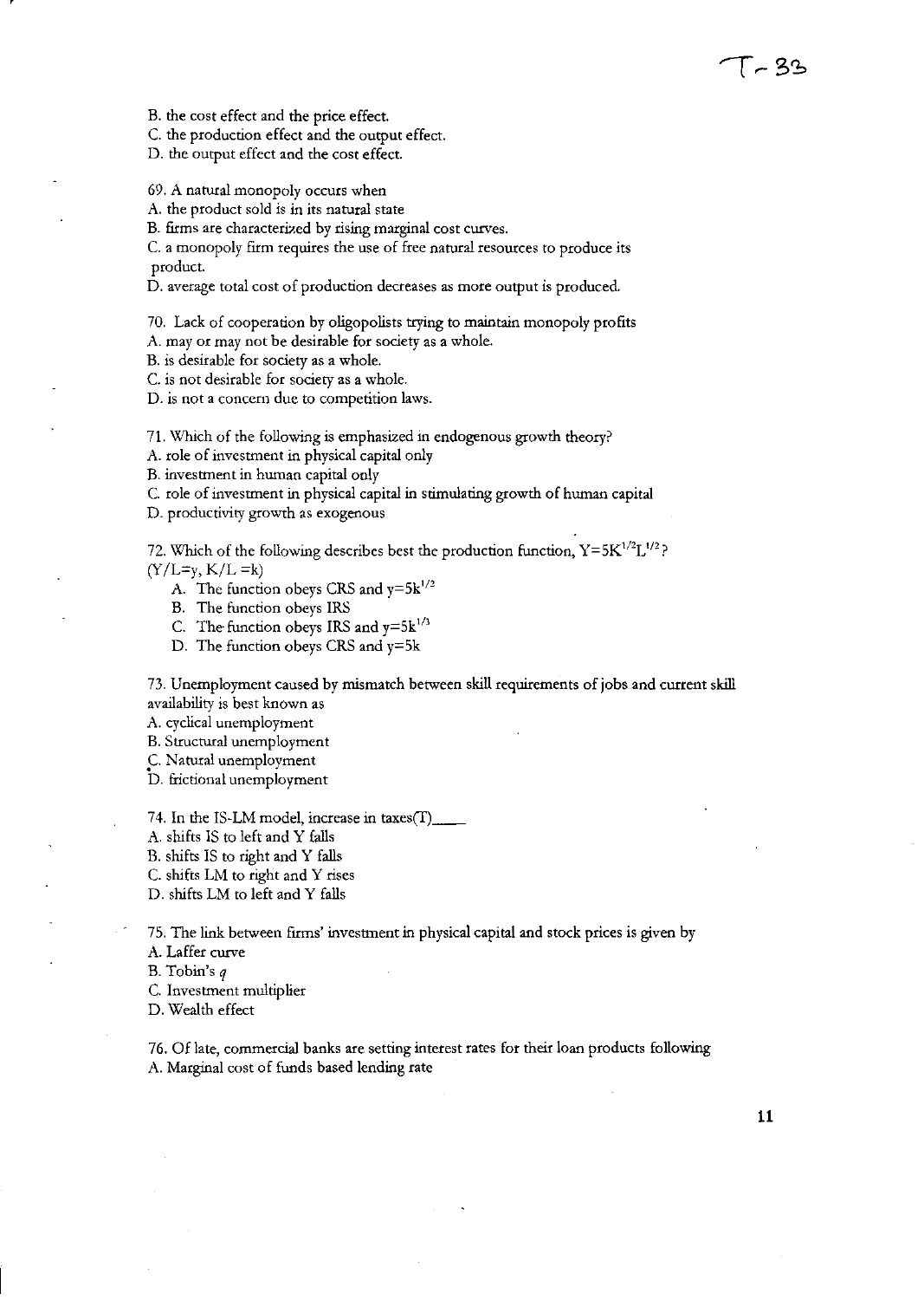B. the cost effect and the price effect.
C. the production effect and the output effect.
D. the output effect and the cost effect.

69. A natural monopoly occurs when
A. the product sold is in its natural state
B. firms are characterized by rising marginal cost curves.
C. a monopoly firm requires the use of free natural resources to produce its product.
D. average total cost of production decreases as more output is produced.

70. Lack of cooperation by oligopolists trying to maintain monopoly profits
A. may or may not be desirable for society as a whole.
B. is desirable for society as a whole.
C. is not desirable for society as a whole.
D. is not a concern due to competition laws.

71. Which of the following is emphasized in endogenous growth theory?
A. role of investment in physical capital only
B. investment in human capital only
C. role of investment in physical capital in stimulating growth of human capital
D. productivity growth as exogenous

72. Which of the following describes best the production function, $Y=5K^{1/2}L^{1/2}$?
($Y/L=y$, $K/L=k$)

A. The function obeys CRS and $y=5k^{1/2}$
B. The function obeys IRS
C. The function obeys IRS and $y=5k^{1/3}$
D. The function obeys CRS and $y=5k$

73. Unemployment caused by mismatch between skill requirements of jobs and current skill availability is best known as
A. cyclical unemployment
B. Structural unemployment
C. Natural unemployment
D. frictional unemployment

74. In the IS-LM model, increase in taxes(T)\_\_\_\_
A. shifts IS to left and Y falls
B. shifts IS to right and Y falls
C. shifts LM to right and Y rises
D. shifts LM to left and Y falls

75. The link between firms' investment in physical capital and stock prices is given by
A. Laffer curve
B. Tobin's *q*
C. Investment multiplier
D. Wealth effect

76. Of late, commercial banks are setting interest rates for their loan products following
A. Marginal cost of funds based lending rate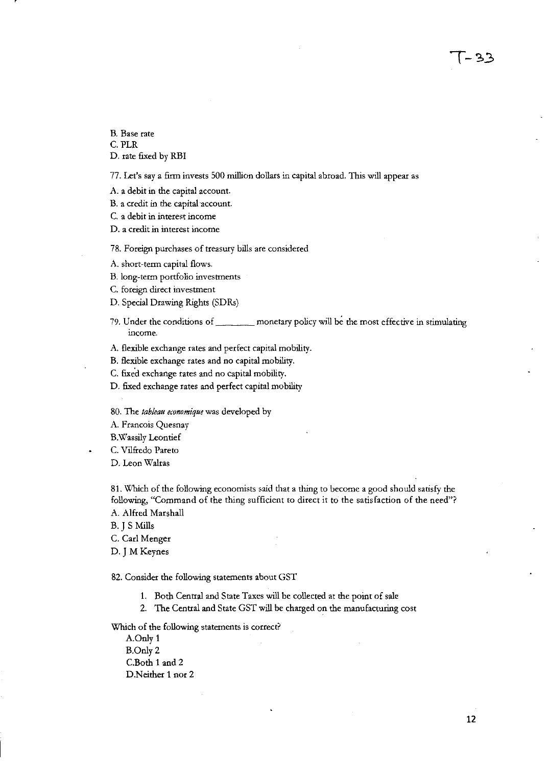B. Base rate

C. PLR

D. rate fixed by RBI

77. Let's say a firm invests 500 million dollars in capital abroad. This will appear as

A. a debit in the capital account.

B. a credit in the capital account.

C. a debit in interest income

D. a credit in interest income

78. Foreign purchases of treasury bills are considered

A. short-term capital flows.

B. long-term portfolio investments

C. foreign direct investment

D. Special Drawing Rights (SDRs)

79. Under the conditions of ________ monetary policy will be the most effective in stimulating income.

A. flexible exchange rates and perfect capital mobility.

B. flexible exchange rates and no capital mobility.

C. fixed exchange rates and no capital mobility.

D. fixed exchange rates and perfect capital mobility

80. The *tableau economique* was developed by

A. Francois Quesnay

B. Wassily Leontief

C. Vilfredo Pareto

D. Leon Walras

81. Which of the following economists said that a thing to become a good should satisfy the following, "Command of the thing sufficient to direct it to the satisfaction of the need"?

A. Alfred Marshall

B. J S Mills

C. Carl Menger

D. J M Keynes

82. Consider the following statements about GST

1. Both Central and State Taxes will be collected at the point of sale
2. The Central and State GST will be charged on the manufacturing cost

Which of the following statements is correct?

A. Only 1

B. Only 2

C. Both 1 and 2

D. Neither 1 nor 2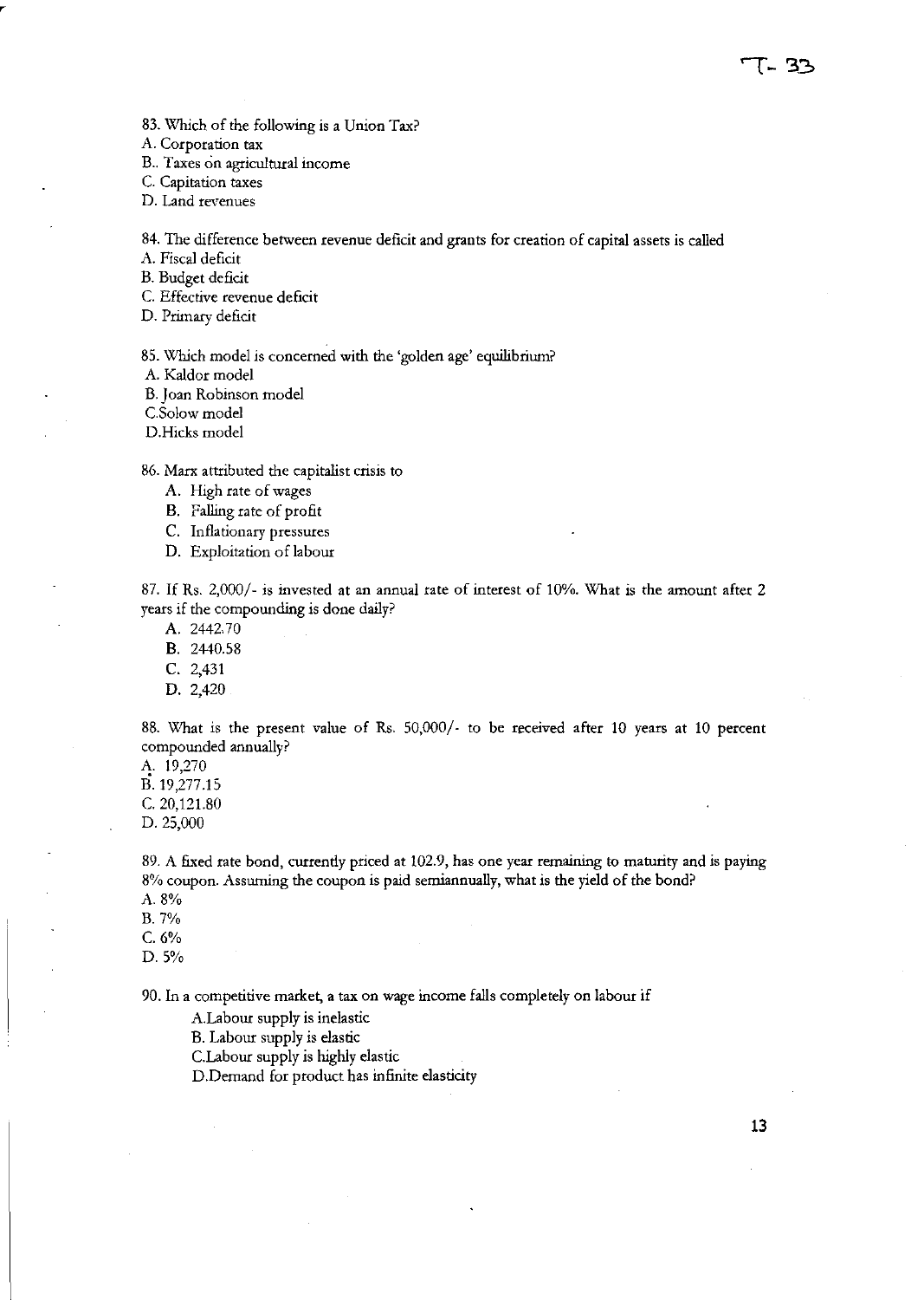83. Which of the following is a Union Tax?

A. Corporation tax

B.. Taxes on agricultural income

C. Capitation taxes

D. Land revenues

84. The difference between revenue deficit and grants for creation of capital assets is called

A. Fiscal deficit

B. Budget deficit

C. Effective revenue deficit

D. Primary deficit

85. Which model is concerned with the 'golden age' equilibrium?

A. Kaldor model

B. Joan Robinson model

C.Solow model

D.Hicks model

86. Marx attributed the capitalist crisis to

A. High rate of wages

B. Falling rate of profit

C. Inflationary pressures

D. Exploitation of labour

87. If Rs. 2,000/- is invested at an annual rate of interest of 10%. What is the amount after 2 years if the compounding is done daily?

A. 2442.70

B. 2440.58

C. 2,431

D. 2,420

88. What is the present value of Rs. 50,000/- to be received after 10 years at 10 percent compounded annually?

A. 19,270

B. 19,277.15

C. 20,121.80

D. 25,000

89. A fixed rate bond, currently priced at 102.9, has one year remaining to maturity and is paying 8% coupon. Assuming the coupon is paid semiannually, what is the yield of the bond?

A. 8%

B. 7%

C. 6%

D. 5%

90. In a competitive market, a tax on wage income falls completely on labour if

A.Labour supply is inelastic

B. Labour supply is elastic

C.Labour supply is highly elastic

D.Demand for product has infinite elasticity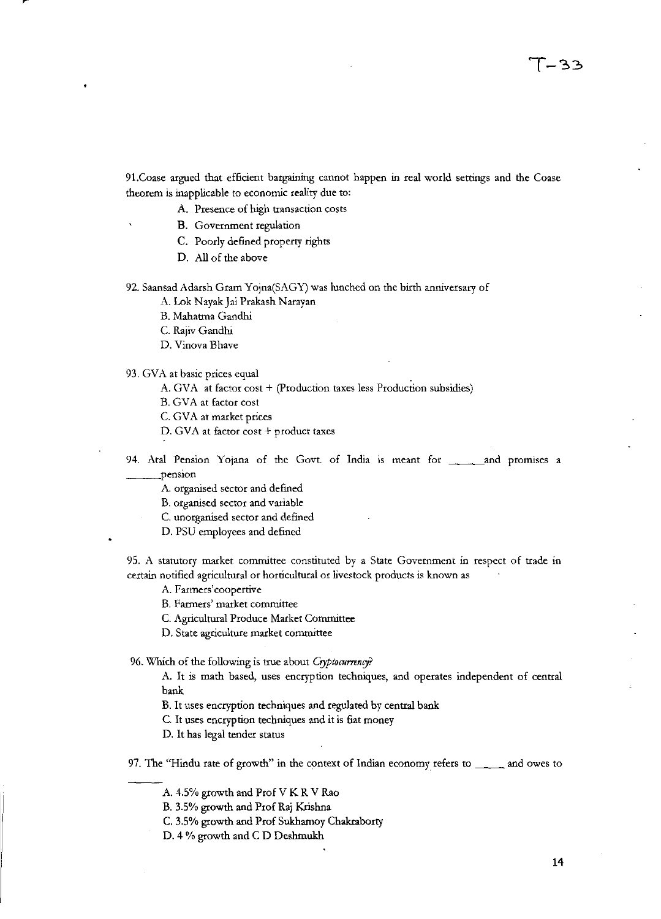91.Coase argued that efficient bargaining cannot happen in real world settings and the Coase theorem is inapplicable to economic reality due to:

A. Presence of high transaction costs
B. Government regulation
C. Poorly defined property rights
D. All of the above

92. Saansad Adarsh Gram Yojna(SAGY) was lunched on the birth anniversary of

A. Lok Nayak Jai Prakash Narayan
B. Mahatma Gandhi
C. Rajiv Gandhi
D. Vinova Bhave

93. GVA at basic prices equal

A. GVA at factor cost + (Production taxes less Production subsidies)
B. GVA at factor cost
C. GVA at market prices
D. GVA at factor cost + product taxes

94. Atal Pension Yojana of the Govt. of India is meant for _____and promises a _____pension

A. organised sector and defined
B. organised sector and variable
C. unorganised sector and defined
D. PSU employees and defined

95. A statutory market committee constituted by a State Government in respect of trade in certain notified agricultural or horticultural or livestock products is known as

A. Farmers'coopertive
B. Farmers' market committee
C. Agricultural Produce Market Committee
D. State agriculture market committee

96. Which of the following is true about *Cryptocurrency*?

A. It is math based, uses encryption techniques, and operates independent of central bank
B. It uses encryption techniques and regulated by central bank
C. It uses encryption techniques and it is fiat money
D. It has legal tender status

97. The "Hindu rate of growth" in the context of Indian economy refers to _____ and owes to _____

A. 4.5% growth and Prof V K R V Rao
B. 3.5% growth and Prof Raj Krishna
C. 3.5% growth and Prof Sukhamoy Chakraborty
D. 4 % growth and C D Deshmukh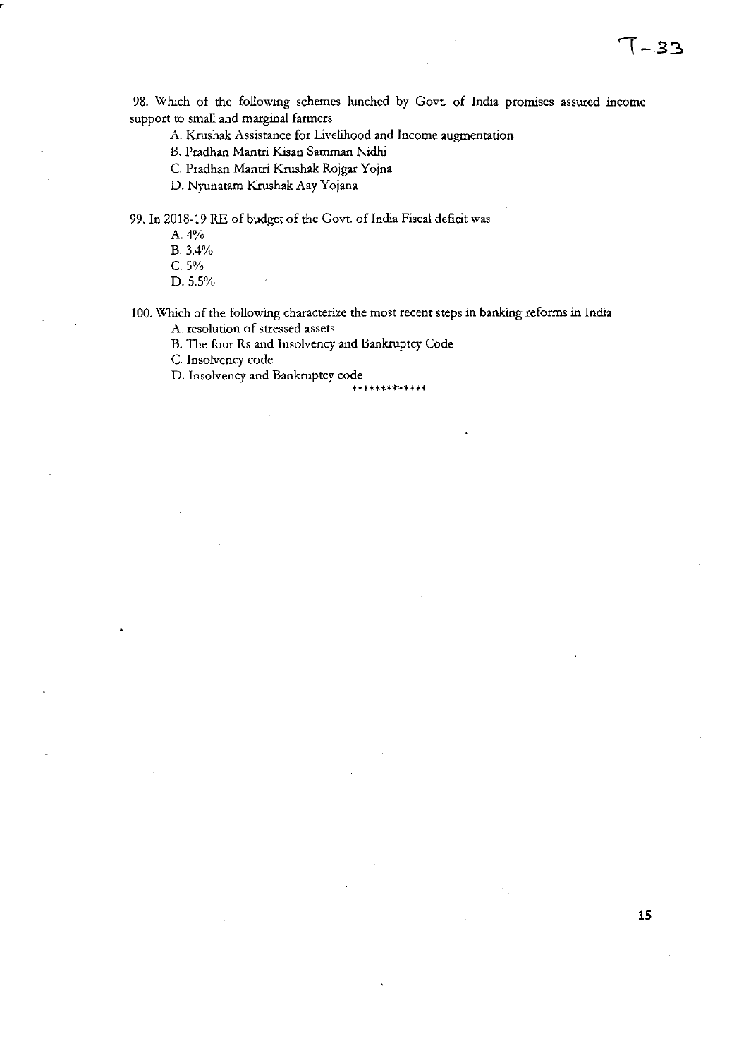98. Which of the following schemes lunched by Govt. of India promises assured income support to small and marginal farmers

A. Krushak Assistance for Livelihood and Income augmentation
B. Pradhan Mantri Kisan Samman Nidhi
C. Pradhan Mantri Krushak Rojgar Yojna
D. Nyunatam Krushak Aay Yojana

99. In 2018-19 RE of budget of the Govt. of India Fiscal deficit was

A. 4%
B. 3.4%
C. 5%
D. 5.5%

100. Which of the following characterize the most recent steps in banking reforms in India

A. resolution of stressed assets
B. The four Rs and Insolvency and Bankruptcy Code
C. Insolvency code
D. Insolvency and Bankruptcy code

*************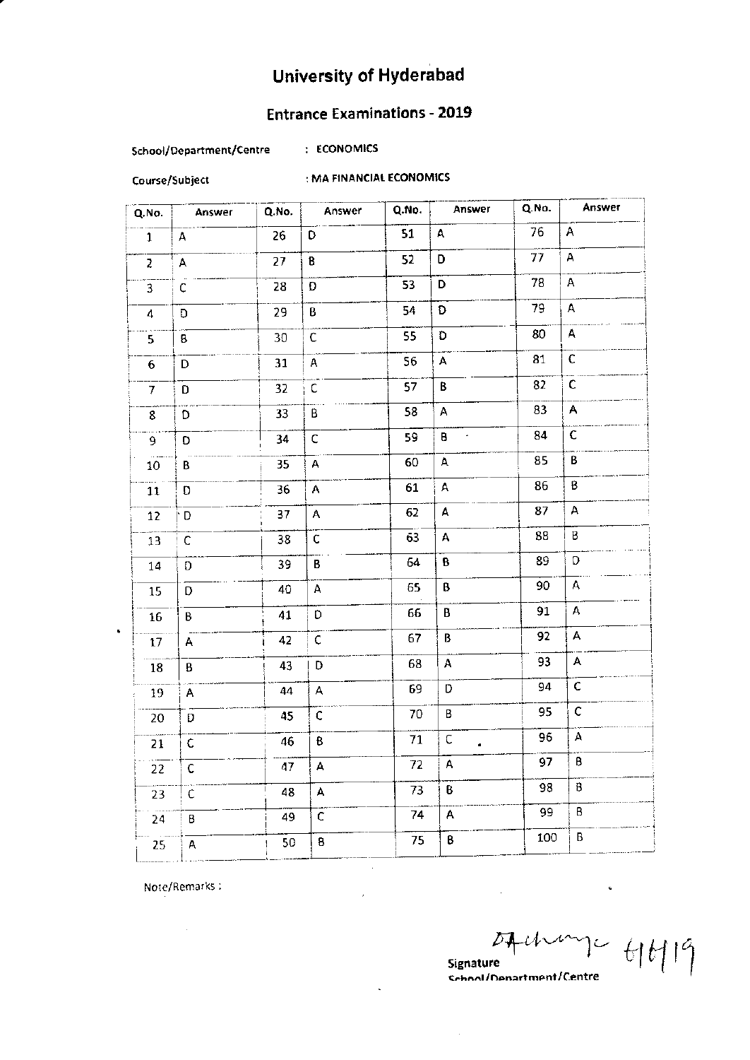# University of Hyderabad

## Entrance Examinations - 2019

School/Department/Centre : ECONOMICS

Course/Subject : MA FINANCIAL ECONOMICS

| Q.No. | Answer | Q.No. | Answer | Q.No. | Answer | Q.No. | Answer |
|---|---|---|---|---|---|---|---|
| 1 | A | 26 | D | 51 | A | 76 | A |
| 2 | A | 27 | B | 52 | D | 77 | A |
| 3 | C | 28 | D | 53 | D | 78 | A |
| 4 | D | 29 | B | 54 | D | 79 | A |
| 5 | B | 30 | C | 55 | D | 80 | A |
| 6 | D | 31 | A | 56 | A | 81 | C |
| 7 | D | 32 | C | 57 | B | 82 | C |
| 8 | D | 33 | B | 58 | A | 83 | A |
| 9 | D | 34 | C | 59 | B | 84 | C |
| 10 | B | 35 | A | 60 | A | 85 | B |
| 11 | D | 36 | A | 61 | A | 86 | B |
| 12 | D | 37 | A | 62 | A | 87 | A |
| 13 | C | 38 | C | 63 | A | 88 | B |
| 14 | D | 39 | B | 64 | B | 89 | D |
| 15 | D | 40 | A | 65 | B | 90 | A |
| 16 | B | 41 | D | 66 | B | 91 | A |
| 17 | A | 42 | C | 67 | B | 92 | A |
| 18 | B | 43 | D | 68 | A | 93 | A |
| 19 | A | 44 | A | 69 | D | 94 | C |
| 20 | D | 45 | C | 70 | B | 95 | C |
| 21 | C | 46 | B | 71 | C | 96 | A |
| 22 | C | 47 | A | 72 | A | 97 | B |
| 23 | C | 48 | A | 73 | B | 98 | B |
| 24 | B | 49 | C | 74 | A | 99 | B |
| 25 | A | 50 | B | 75 | B | 100 | B |

Note/Remarks :

Signature
School/Department/Centre